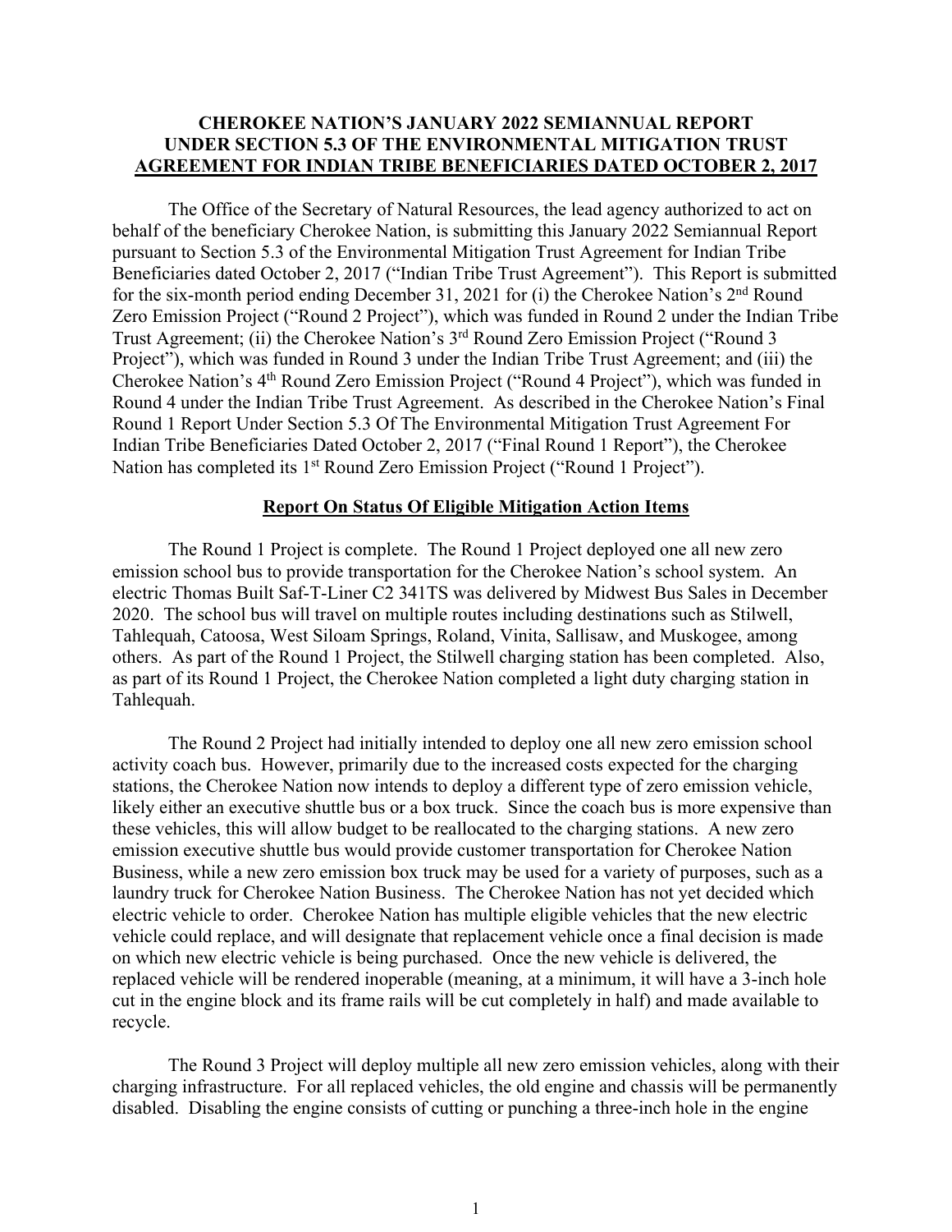# CHEROKEE NATION'S JANUARY 2022 SEMIANNUAL REPORT UNDER SECTION 5.3 OF THE ENVIRONMENTAL MITIGATION TRUST AGREEMENT FOR INDIAN TRIBE BENEFICIARIES DATED OCTOBER 2, 2017

The Office of the Secretary of Natural Resources, the lead agency authorized to act on behalf of the beneficiary Cherokee Nation, is submitting this January 2022 Semiannual Report pursuant to Section 5.3 of the Environmental Mitigation Trust Agreement for Indian Tribe Beneficiaries dated October 2, 2017 ("Indian Tribe Trust Agreement"). This Report is submitted for the six-month period ending December 31, 2021 for (i) the Cherokee Nation's 2nd Round Zero Emission Project ("Round 2 Project"), which was funded in Round 2 under the Indian Tribe Trust Agreement; (ii) the Cherokee Nation's 3rd Round Zero Emission Project ("Round 3 Project"), which was funded in Round 3 under the Indian Tribe Trust Agreement; and (iii) the Cherokee Nation's 4th Round Zero Emission Project ("Round 4 Project"), which was funded in Round 4 under the Indian Tribe Trust Agreement. As described in the Cherokee Nation's Final Round 1 Report Under Section 5.3 Of The Environmental Mitigation Trust Agreement For Indian Tribe Beneficiaries Dated October 2, 2017 ("Final Round 1 Report"), the Cherokee Nation has completed its 1st Round Zero Emission Project ("Round 1 Project").

## Report On Status Of Eligible Mitigation Action Items

The Round 1 Project is complete. The Round 1 Project deployed one all new zero emission school bus to provide transportation for the Cherokee Nation's school system. An electric Thomas Built Saf-T-Liner C2 341TS was delivered by Midwest Bus Sales in December 2020. The school bus will travel on multiple routes including destinations such as Stilwell, Tahlequah, Catoosa, West Siloam Springs, Roland, Vinita, Sallisaw, and Muskogee, among others. As part of the Round 1 Project, the Stilwell charging station has been completed. Also, as part of its Round 1 Project, the Cherokee Nation completed a light duty charging station in Tahlequah.

The Round 2 Project had initially intended to deploy one all new zero emission school activity coach bus. However, primarily due to the increased costs expected for the charging stations, the Cherokee Nation now intends to deploy a different type of zero emission vehicle, likely either an executive shuttle bus or a box truck. Since the coach bus is more expensive than these vehicles, this will allow budget to be reallocated to the charging stations. A new zero emission executive shuttle bus would provide customer transportation for Cherokee Nation Business, while a new zero emission box truck may be used for a variety of purposes, such as a laundry truck for Cherokee Nation Business. The Cherokee Nation has not yet decided which electric vehicle to order. Cherokee Nation has multiple eligible vehicles that the new electric vehicle could replace, and will designate that replacement vehicle once a final decision is made on which new electric vehicle is being purchased. Once the new vehicle is delivered, the replaced vehicle will be rendered inoperable (meaning, at a minimum, it will have a 3-inch hole cut in the engine block and its frame rails will be cut completely in half) and made available to recycle.

The Round 3 Project will deploy multiple all new zero emission vehicles, along with their charging infrastructure. For all replaced vehicles, the old engine and chassis will be permanently disabled. Disabling the engine consists of cutting or punching a three-inch hole in the engine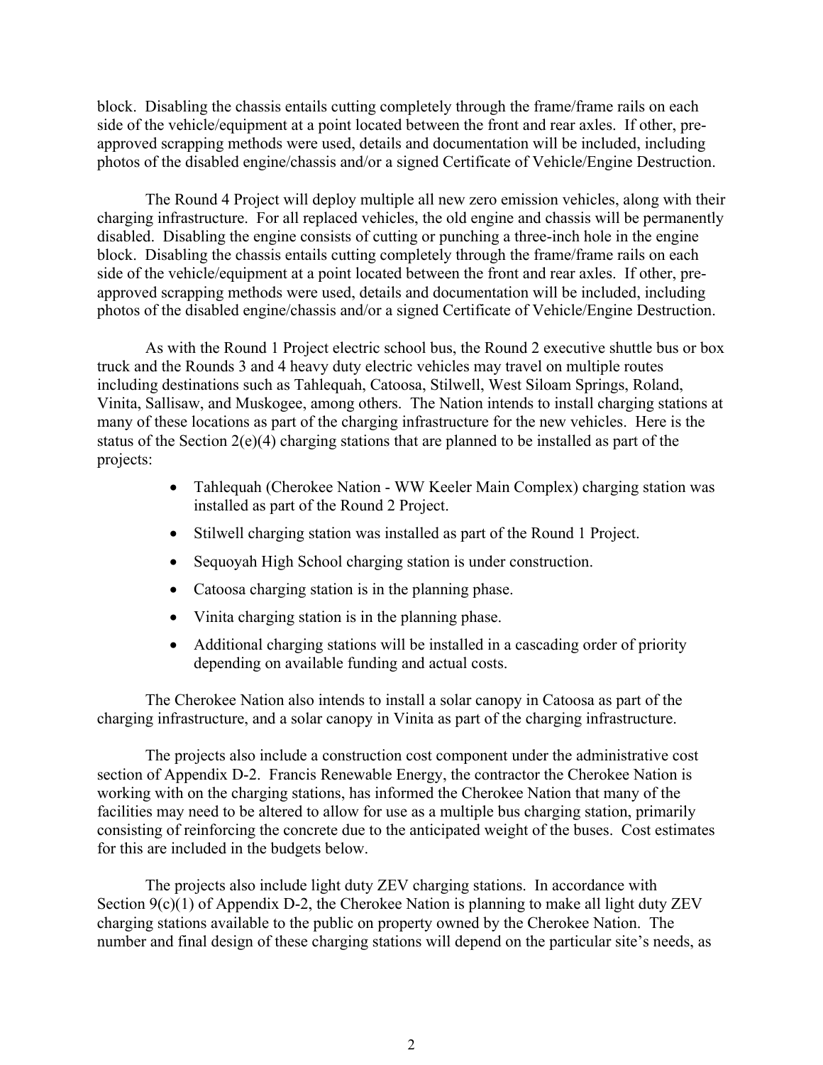block. Disabling the chassis entails cutting completely through the frame/frame rails on each side of the vehicle/equipment at a point located between the front and rear axles. If other, pre-approved scrapping methods were used, details and documentation will be included, including photos of the disabled engine/chassis and/or a signed Certificate of Vehicle/Engine Destruction.

The Round 4 Project will deploy multiple all new zero emission vehicles, along with their charging infrastructure. For all replaced vehicles, the old engine and chassis will be permanently disabled. Disabling the engine consists of cutting or punching a three-inch hole in the engine block. Disabling the chassis entails cutting completely through the frame/frame rails on each side of the vehicle/equipment at a point located between the front and rear axles. If other, pre-approved scrapping methods were used, details and documentation will be included, including photos of the disabled engine/chassis and/or a signed Certificate of Vehicle/Engine Destruction.

As with the Round 1 Project electric school bus, the Round 2 executive shuttle bus or box truck and the Rounds 3 and 4 heavy duty electric vehicles may travel on multiple routes including destinations such as Tahlequah, Catoosa, Stilwell, West Siloam Springs, Roland, Vinita, Sallisaw, and Muskogee, among others. The Nation intends to install charging stations at many of these locations as part of the charging infrastructure for the new vehicles. Here is the status of the Section 2(e)(4) charging stations that are planned to be installed as part of the projects:

- Tahlequah (Cherokee Nation - WW Keeler Main Complex) charging station was installed as part of the Round 2 Project.
- Stilwell charging station was installed as part of the Round 1 Project.
- Sequoyah High School charging station is under construction.
- Catoosa charging station is in the planning phase.
- Vinita charging station is in the planning phase.
- Additional charging stations will be installed in a cascading order of priority depending on available funding and actual costs.

The Cherokee Nation also intends to install a solar canopy in Catoosa as part of the charging infrastructure, and a solar canopy in Vinita as part of the charging infrastructure.

The projects also include a construction cost component under the administrative cost section of Appendix D-2. Francis Renewable Energy, the contractor the Cherokee Nation is working with on the charging stations, has informed the Cherokee Nation that many of the facilities may need to be altered to allow for use as a multiple bus charging station, primarily consisting of reinforcing the concrete due to the anticipated weight of the buses. Cost estimates for this are included in the budgets below.

The projects also include light duty ZEV charging stations. In accordance with Section 9(c)(1) of Appendix D-2, the Cherokee Nation is planning to make all light duty ZEV charging stations available to the public on property owned by the Cherokee Nation. The number and final design of these charging stations will depend on the particular site's needs, as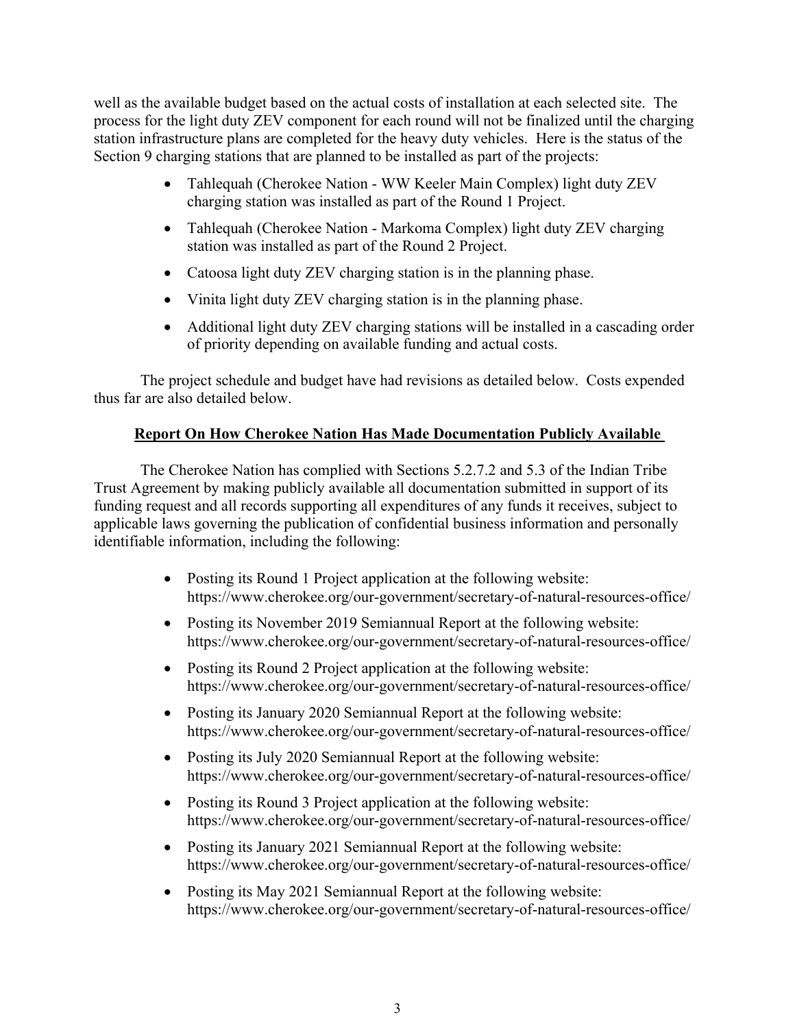well as the available budget based on the actual costs of installation at each selected site. The process for the light duty ZEV component for each round will not be finalized until the charging station infrastructure plans are completed for the heavy duty vehicles. Here is the status of the Section 9 charging stations that are planned to be installed as part of the projects:

- Tahlequah (Cherokee Nation - WW Keeler Main Complex) light duty ZEV charging station was installed as part of the Round 1 Project.
- Tahlequah (Cherokee Nation - Markoma Complex) light duty ZEV charging station was installed as part of the Round 2 Project.
- Catoosa light duty ZEV charging station is in the planning phase.
- Vinita light duty ZEV charging station is in the planning phase.
- Additional light duty ZEV charging stations will be installed in a cascading order of priority depending on available funding and actual costs.

The project schedule and budget have had revisions as detailed below. Costs expended thus far are also detailed below.

## Report On How Cherokee Nation Has Made Documentation Publicly Available

The Cherokee Nation has complied with Sections 5.2.7.2 and 5.3 of the Indian Tribe Trust Agreement by making publicly available all documentation submitted in support of its funding request and all records supporting all expenditures of any funds it receives, subject to applicable laws governing the publication of confidential business information and personally identifiable information, including the following:

- Posting its Round 1 Project application at the following website: https://www.cherokee.org/our-government/secretary-of-natural-resources-office/
- Posting its November 2019 Semiannual Report at the following website: https://www.cherokee.org/our-government/secretary-of-natural-resources-office/
- Posting its Round 2 Project application at the following website: https://www.cherokee.org/our-government/secretary-of-natural-resources-office/
- Posting its January 2020 Semiannual Report at the following website: https://www.cherokee.org/our-government/secretary-of-natural-resources-office/
- Posting its July 2020 Semiannual Report at the following website: https://www.cherokee.org/our-government/secretary-of-natural-resources-office/
- Posting its Round 3 Project application at the following website: https://www.cherokee.org/our-government/secretary-of-natural-resources-office/
- Posting its January 2021 Semiannual Report at the following website: https://www.cherokee.org/our-government/secretary-of-natural-resources-office/
- Posting its May 2021 Semiannual Report at the following website: https://www.cherokee.org/our-government/secretary-of-natural-resources-office/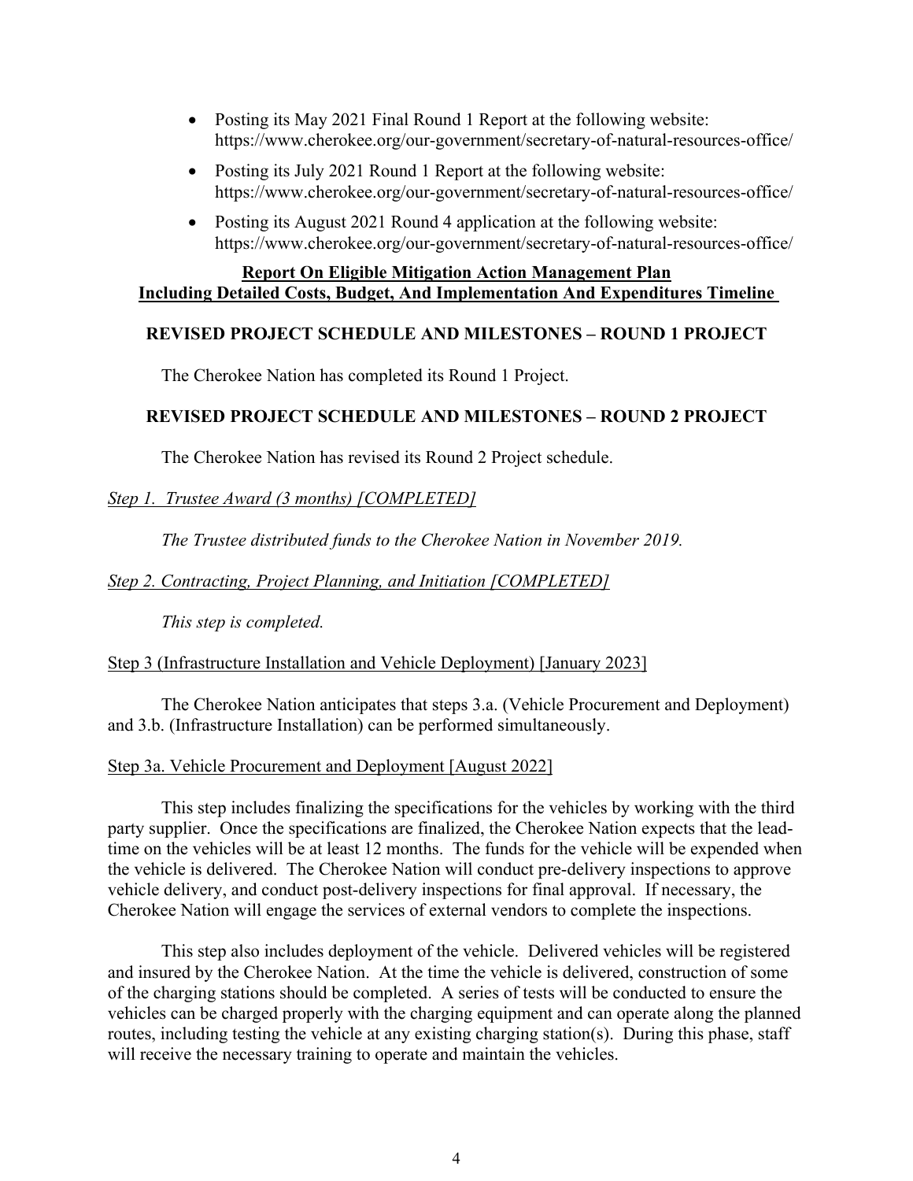- Posting its May 2021 Final Round 1 Report at the following website: https://www.cherokee.org/our-government/secretary-of-natural-resources-office/
- Posting its July 2021 Round 1 Report at the following website: https://www.cherokee.org/our-government/secretary-of-natural-resources-office/
- Posting its August 2021 Round 4 application at the following website: https://www.cherokee.org/our-government/secretary-of-natural-resources-office/

**Report On Eligible Mitigation Action Management Plan**
**Including Detailed Costs, Budget, And Implementation And Expenditures Timeline**

## REVISED PROJECT SCHEDULE AND MILESTONES – ROUND 1 PROJECT

The Cherokee Nation has completed its Round 1 Project.

## REVISED PROJECT SCHEDULE AND MILESTONES – ROUND 2 PROJECT

The Cherokee Nation has revised its Round 2 Project schedule.

*Step 1. Trustee Award (3 months) [COMPLETED]*

*The Trustee distributed funds to the Cherokee Nation in November 2019.*

*Step 2. Contracting, Project Planning, and Initiation [COMPLETED]*

*This step is completed.*

Step 3 (Infrastructure Installation and Vehicle Deployment) [January 2023]

The Cherokee Nation anticipates that steps 3.a. (Vehicle Procurement and Deployment) and 3.b. (Infrastructure Installation) can be performed simultaneously.

Step 3a. Vehicle Procurement and Deployment [August 2022]

This step includes finalizing the specifications for the vehicles by working with the third party supplier. Once the specifications are finalized, the Cherokee Nation expects that the lead-time on the vehicles will be at least 12 months. The funds for the vehicle will be expended when the vehicle is delivered. The Cherokee Nation will conduct pre-delivery inspections to approve vehicle delivery, and conduct post-delivery inspections for final approval. If necessary, the Cherokee Nation will engage the services of external vendors to complete the inspections.

This step also includes deployment of the vehicle. Delivered vehicles will be registered and insured by the Cherokee Nation. At the time the vehicle is delivered, construction of some of the charging stations should be completed. A series of tests will be conducted to ensure the vehicles can be charged properly with the charging equipment and can operate along the planned routes, including testing the vehicle at any existing charging station(s). During this phase, staff will receive the necessary training to operate and maintain the vehicles.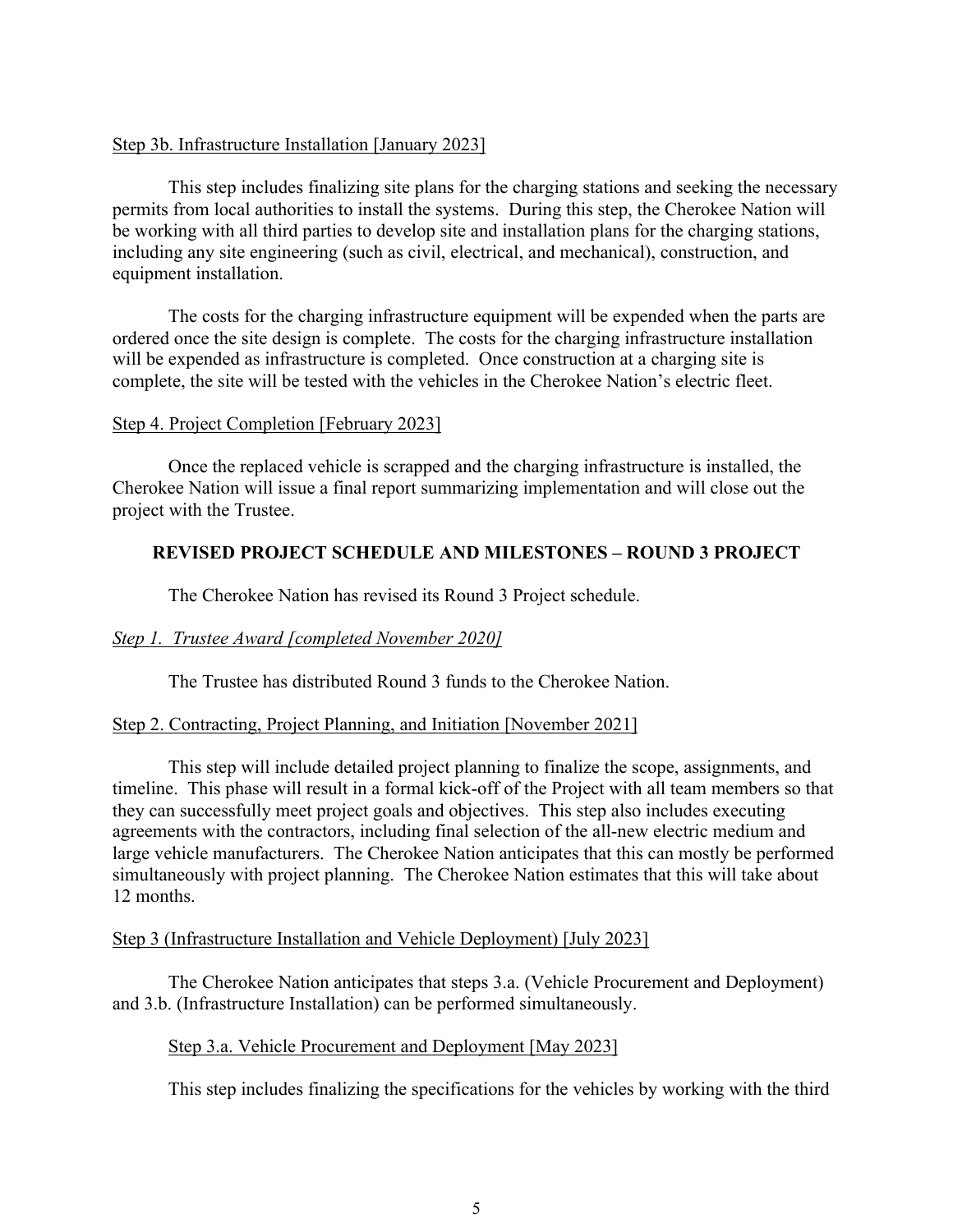Step 3b. Infrastructure Installation [January 2023]

This step includes finalizing site plans for the charging stations and seeking the necessary permits from local authorities to install the systems. During this step, the Cherokee Nation will be working with all third parties to develop site and installation plans for the charging stations, including any site engineering (such as civil, electrical, and mechanical), construction, and equipment installation.

The costs for the charging infrastructure equipment will be expended when the parts are ordered once the site design is complete. The costs for the charging infrastructure installation will be expended as infrastructure is completed. Once construction at a charging site is complete, the site will be tested with the vehicles in the Cherokee Nation's electric fleet.

Step 4. Project Completion [February 2023]

Once the replaced vehicle is scrapped and the charging infrastructure is installed, the Cherokee Nation will issue a final report summarizing implementation and will close out the project with the Trustee.

## REVISED PROJECT SCHEDULE AND MILESTONES – ROUND 3 PROJECT

The Cherokee Nation has revised its Round 3 Project schedule.

*Step 1. Trustee Award [completed November 2020]*

The Trustee has distributed Round 3 funds to the Cherokee Nation.

Step 2. Contracting, Project Planning, and Initiation [November 2021]

This step will include detailed project planning to finalize the scope, assignments, and timeline. This phase will result in a formal kick-off of the Project with all team members so that they can successfully meet project goals and objectives. This step also includes executing agreements with the contractors, including final selection of the all-new electric medium and large vehicle manufacturers. The Cherokee Nation anticipates that this can mostly be performed simultaneously with project planning. The Cherokee Nation estimates that this will take about 12 months.

Step 3 (Infrastructure Installation and Vehicle Deployment) [July 2023]

The Cherokee Nation anticipates that steps 3.a. (Vehicle Procurement and Deployment) and 3.b. (Infrastructure Installation) can be performed simultaneously.

Step 3.a. Vehicle Procurement and Deployment [May 2023]

This step includes finalizing the specifications for the vehicles by working with the third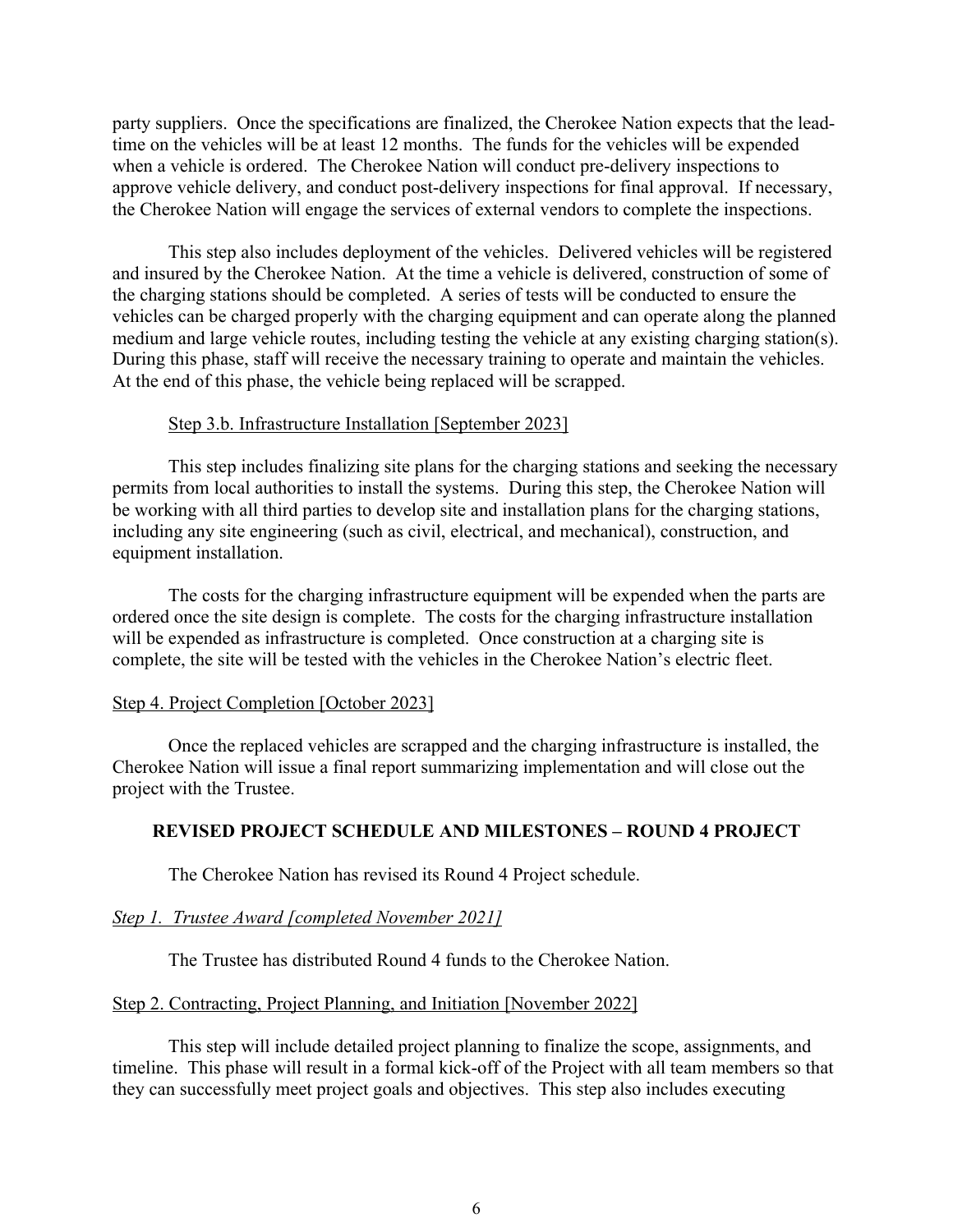party suppliers. Once the specifications are finalized, the Cherokee Nation expects that the lead-time on the vehicles will be at least 12 months. The funds for the vehicles will be expended when a vehicle is ordered. The Cherokee Nation will conduct pre-delivery inspections to approve vehicle delivery, and conduct post-delivery inspections for final approval. If necessary, the Cherokee Nation will engage the services of external vendors to complete the inspections.

This step also includes deployment of the vehicles. Delivered vehicles will be registered and insured by the Cherokee Nation. At the time a vehicle is delivered, construction of some of the charging stations should be completed. A series of tests will be conducted to ensure the vehicles can be charged properly with the charging equipment and can operate along the planned medium and large vehicle routes, including testing the vehicle at any existing charging station(s). During this phase, staff will receive the necessary training to operate and maintain the vehicles. At the end of this phase, the vehicle being replaced will be scrapped.

<u>Step 3.b. Infrastructure Installation [September 2023]</u>

This step includes finalizing site plans for the charging stations and seeking the necessary permits from local authorities to install the systems. During this step, the Cherokee Nation will be working with all third parties to develop site and installation plans for the charging stations, including any site engineering (such as civil, electrical, and mechanical), construction, and equipment installation.

The costs for the charging infrastructure equipment will be expended when the parts are ordered once the site design is complete. The costs for the charging infrastructure installation will be expended as infrastructure is completed. Once construction at a charging site is complete, the site will be tested with the vehicles in the Cherokee Nation's electric fleet.

<u>Step 4. Project Completion [October 2023]</u>

Once the replaced vehicles are scrapped and the charging infrastructure is installed, the Cherokee Nation will issue a final report summarizing implementation and will close out the project with the Trustee.

## REVISED PROJECT SCHEDULE AND MILESTONES – ROUND 4 PROJECT

The Cherokee Nation has revised its Round 4 Project schedule.

*<u>Step 1. Trustee Award [completed November 2021]</u>*

The Trustee has distributed Round 4 funds to the Cherokee Nation.

<u>Step 2. Contracting, Project Planning, and Initiation [November 2022]</u>

This step will include detailed project planning to finalize the scope, assignments, and timeline. This phase will result in a formal kick-off of the Project with all team members so that they can successfully meet project goals and objectives. This step also includes executing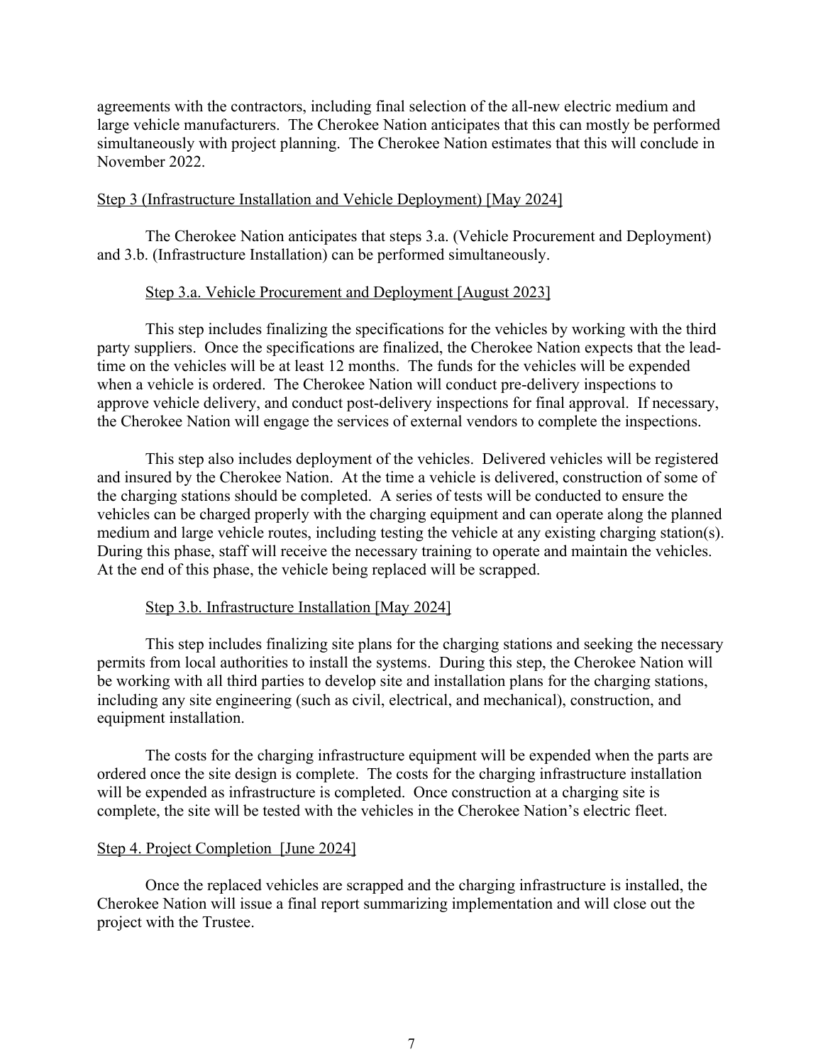agreements with the contractors, including final selection of the all-new electric medium and large vehicle manufacturers. The Cherokee Nation anticipates that this can mostly be performed simultaneously with project planning. The Cherokee Nation estimates that this will conclude in November 2022.

Step 3 (Infrastructure Installation and Vehicle Deployment) [May 2024]

The Cherokee Nation anticipates that steps 3.a. (Vehicle Procurement and Deployment) and 3.b. (Infrastructure Installation) can be performed simultaneously.

Step 3.a. Vehicle Procurement and Deployment [August 2023]

This step includes finalizing the specifications for the vehicles by working with the third party suppliers. Once the specifications are finalized, the Cherokee Nation expects that the lead-time on the vehicles will be at least 12 months. The funds for the vehicles will be expended when a vehicle is ordered. The Cherokee Nation will conduct pre-delivery inspections to approve vehicle delivery, and conduct post-delivery inspections for final approval. If necessary, the Cherokee Nation will engage the services of external vendors to complete the inspections.

This step also includes deployment of the vehicles. Delivered vehicles will be registered and insured by the Cherokee Nation. At the time a vehicle is delivered, construction of some of the charging stations should be completed. A series of tests will be conducted to ensure the vehicles can be charged properly with the charging equipment and can operate along the planned medium and large vehicle routes, including testing the vehicle at any existing charging station(s). During this phase, staff will receive the necessary training to operate and maintain the vehicles. At the end of this phase, the vehicle being replaced will be scrapped.

Step 3.b. Infrastructure Installation [May 2024]

This step includes finalizing site plans for the charging stations and seeking the necessary permits from local authorities to install the systems. During this step, the Cherokee Nation will be working with all third parties to develop site and installation plans for the charging stations, including any site engineering (such as civil, electrical, and mechanical), construction, and equipment installation.

The costs for the charging infrastructure equipment will be expended when the parts are ordered once the site design is complete. The costs for the charging infrastructure installation will be expended as infrastructure is completed. Once construction at a charging site is complete, the site will be tested with the vehicles in the Cherokee Nation's electric fleet.

Step 4. Project Completion [June 2024]

Once the replaced vehicles are scrapped and the charging infrastructure is installed, the Cherokee Nation will issue a final report summarizing implementation and will close out the project with the Trustee.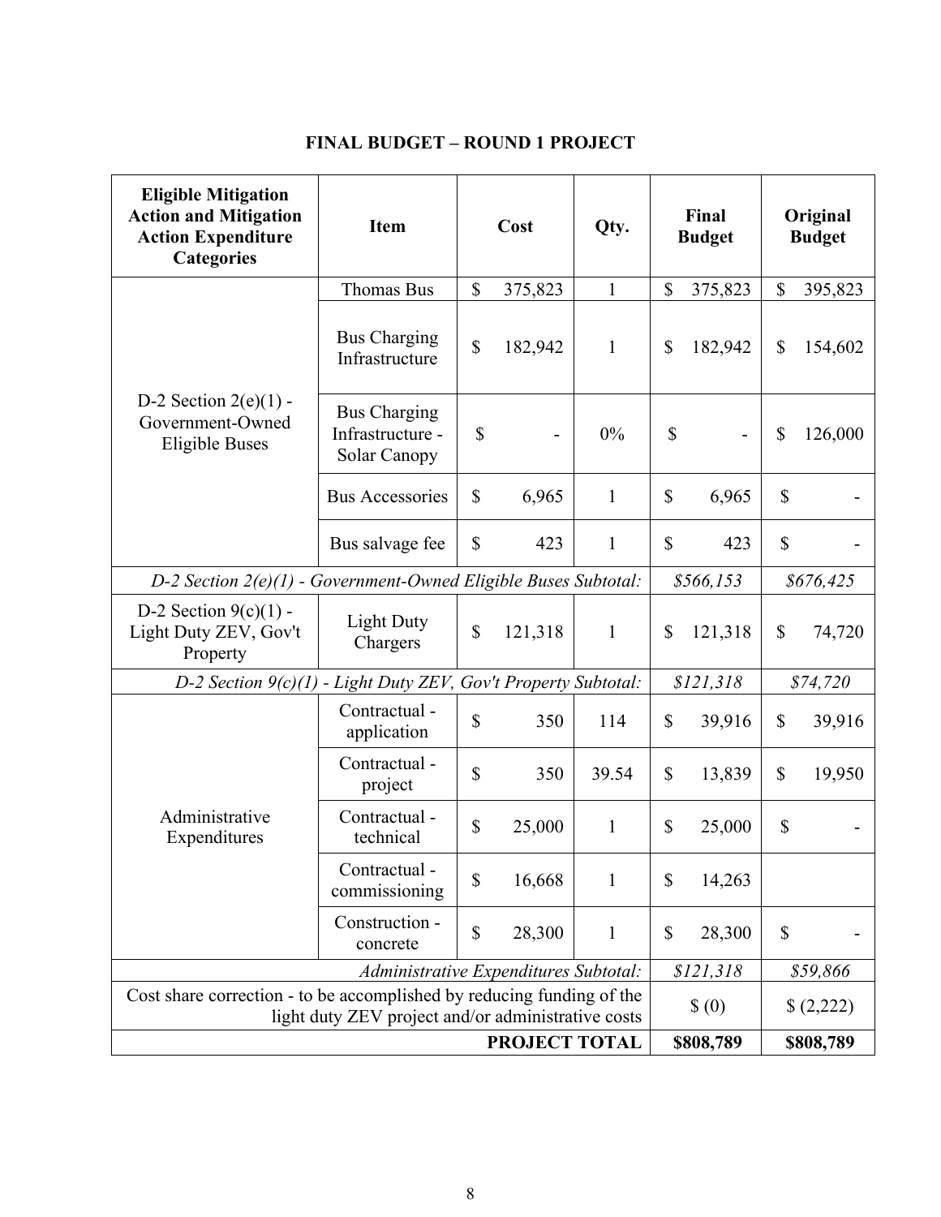**FINAL BUDGET – ROUND 1 PROJECT**

| Eligible Mitigation Action and Mitigation Action Expenditure Categories | Item | Cost | Qty. | Final Budget | Original Budget |
|---|---|---|---|---|---|
| D-2 Section 2(e)(1) - Government-Owned Eligible Buses | Thomas Bus | $ 375,823 | 1 | $ 375,823 | $ 395,823 |
| | Bus Charging Infrastructure | $ 182,942 | 1 | $ 182,942 | $ 154,602 |
| | Bus Charging Infrastructure - Solar Canopy | $ - | 0% | $ - | $ 126,000 |
| | Bus Accessories | $ 6,965 | 1 | $ 6,965 | $ - |
| | Bus salvage fee | $ 423 | 1 | $ 423 | $ - |
| *D-2 Section 2(e)(1) - Government-Owned Eligible Buses Subtotal:* | | | | *$566,153* | *$676,425* |
| D-2 Section 9(c)(1) - Light Duty ZEV, Gov't Property | Light Duty Chargers | $ 121,318 | 1 | $ 121,318 | $ 74,720 |
| *D-2 Section 9(c)(1) - Light Duty ZEV, Gov't Property Subtotal:* | | | | *$121,318* | *$74,720* |
| Administrative Expenditures | Contractual - application | $ 350 | 114 | $ 39,916 | $ 39,916 |
| | Contractual - project | $ 350 | 39.54 | $ 13,839 | $ 19,950 |
| | Contractual - technical | $ 25,000 | 1 | $ 25,000 | $ - |
| | Contractual - commissioning | $ 16,668 | 1 | $ 14,263 | |
| | Construction - concrete | $ 28,300 | 1 | $ 28,300 | $ - |
| *Administrative Expenditures Subtotal:* | | | | *$121,318* | *$59,866* |
| Cost share correction - to be accomplished by reducing funding of the light duty ZEV project and/or administrative costs | | | | $ (0) | $ (2,222) |
| **PROJECT TOTAL** | | | | **$808,789** | **$808,789** |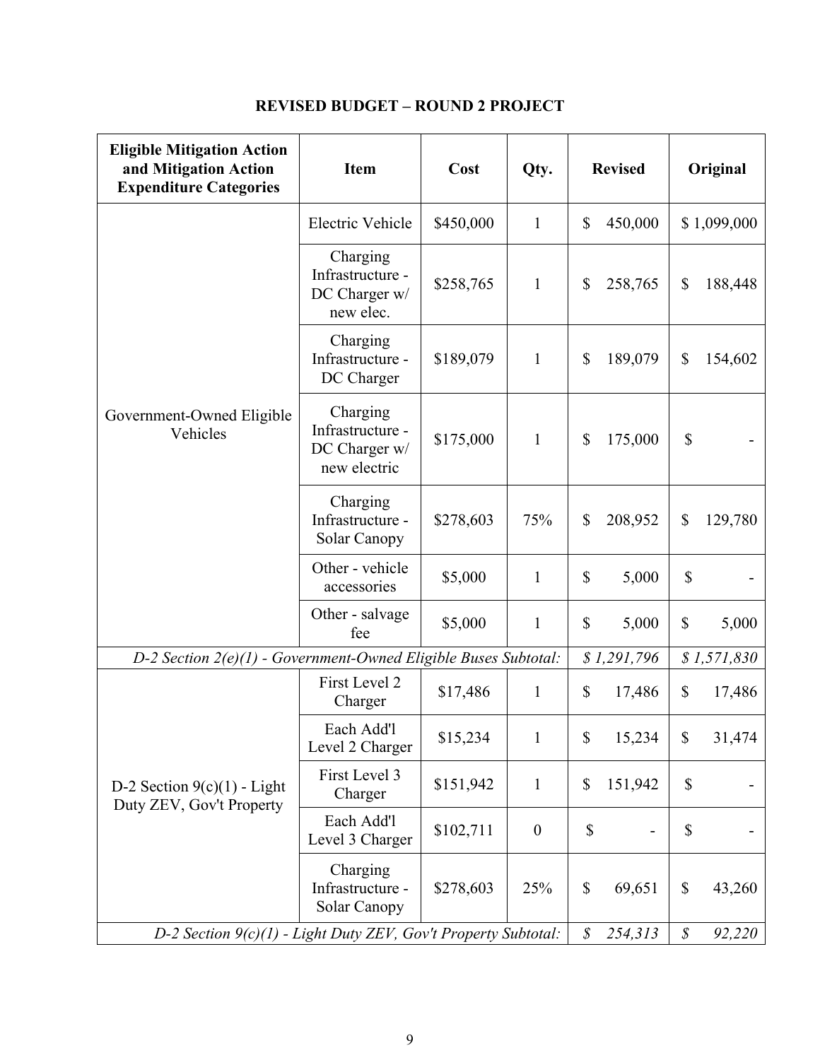## REVISED BUDGET – ROUND 2 PROJECT

| Eligible Mitigation Action and Mitigation Action Expenditure Categories | Item | Cost | Qty. | Revised | Original |
|---|---|---|---|---|---|
| Government-Owned Eligible Vehicles | Electric Vehicle | $450,000 | 1 | $ 450,000 | $ 1,099,000 |
| | Charging Infrastructure - DC Charger w/ new elec. | $258,765 | 1 | $ 258,765 | $ 188,448 |
| | Charging Infrastructure - DC Charger | $189,079 | 1 | $ 189,079 | $ 154,602 |
| | Charging Infrastructure - DC Charger w/ new electric | $175,000 | 1 | $ 175,000 | $ - |
| | Charging Infrastructure - Solar Canopy | $278,603 | 75% | $ 208,952 | $ 129,780 |
| | Other - vehicle accessories | $5,000 | 1 | $ 5,000 | $ - |
| | Other - salvage fee | $5,000 | 1 | $ 5,000 | $ 5,000 |
| *D-2 Section 2(e)(1) - Government-Owned Eligible Buses Subtotal:* | | | | *$ 1,291,796* | *$ 1,571,830* |
| D-2 Section 9(c)(1) - Light Duty ZEV, Gov't Property | First Level 2 Charger | $17,486 | 1 | $ 17,486 | $ 17,486 |
| | Each Add'l Level 2 Charger | $15,234 | 1 | $ 15,234 | $ 31,474 |
| | First Level 3 Charger | $151,942 | 1 | $ 151,942 | $ - |
| | Each Add'l Level 3 Charger | $102,711 | 0 | $ - | $ - |
| | Charging Infrastructure - Solar Canopy | $278,603 | 25% | $ 69,651 | $ 43,260 |
| *D-2 Section 9(c)(1) - Light Duty ZEV, Gov't Property Subtotal:* | | | | *$ 254,313* | *$ 92,220* |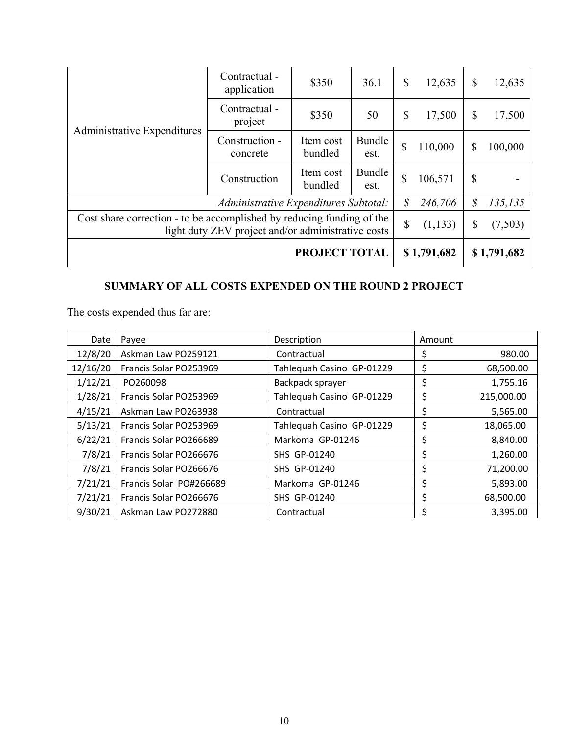| | | | | | |
|---|---|---|---|---|---|
| Administrative Expenditures | Contractual - application | $350 | 36.1 | $ 12,635 | $ 12,635 |
| | Contractual - project | $350 | 50 | $ 17,500 | $ 17,500 |
| | Construction - concrete | Item cost bundled | Bundle est. | $ 110,000 | $ 100,000 |
| | Construction | Item cost bundled | Bundle est. | $ 106,571 | $ - |
| *Administrative Expenditures Subtotal:* | | | | *$ 246,706* | *$ 135,135* |
| Cost share correction - to be accomplished by reducing funding of the light duty ZEV project and/or administrative costs | | | | $ (1,133) | $ (7,503) |
| **PROJECT TOTAL** | | | | **$ 1,791,682** | **$ 1,791,682** |

## SUMMARY OF ALL COSTS EXPENDED ON THE ROUND 2 PROJECT

The costs expended thus far are:

| Date | Payee | Description | Amount |
|---|---|---|---|
| 12/8/20 | Askman Law PO259121 | Contractual | $ 980.00 |
| 12/16/20 | Francis Solar PO253969 | Tahlequah Casino GP-01229 | $ 68,500.00 |
| 1/12/21 | PO260098 | Backpack sprayer | $ 1,755.16 |
| 1/28/21 | Francis Solar PO253969 | Tahlequah Casino GP-01229 | $ 215,000.00 |
| 4/15/21 | Askman Law PO263938 | Contractual | $ 5,565.00 |
| 5/13/21 | Francis Solar PO253969 | Tahlequah Casino GP-01229 | $ 18,065.00 |
| 6/22/21 | Francis Solar PO266689 | Markoma GP-01246 | $ 8,840.00 |
| 7/8/21 | Francis Solar PO266676 | SHS GP-01240 | $ 1,260.00 |
| 7/8/21 | Francis Solar PO266676 | SHS GP-01240 | $ 71,200.00 |
| 7/21/21 | Francis Solar PO#266689 | Markoma GP-01246 | $ 5,893.00 |
| 7/21/21 | Francis Solar PO266676 | SHS GP-01240 | $ 68,500.00 |
| 9/30/21 | Askman Law PO272880 | Contractual | $ 3,395.00 |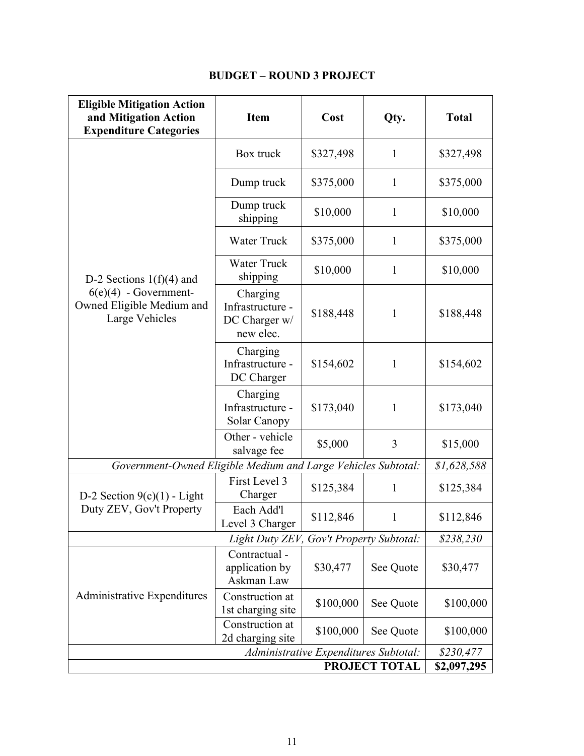## BUDGET – ROUND 3 PROJECT

| Eligible Mitigation Action and Mitigation Action Expenditure Categories | Item | Cost | Qty. | Total |
|---|---|---|---|---|
| D-2 Sections 1(f)(4) and 6(e)(4) - Government-Owned Eligible Medium and Large Vehicles | Box truck | $327,498 | 1 | $327,498 |
| | Dump truck | $375,000 | 1 | $375,000 |
| | Dump truck shipping | $10,000 | 1 | $10,000 |
| | Water Truck | $375,000 | 1 | $375,000 |
| | Water Truck shipping | $10,000 | 1 | $10,000 |
| | Charging Infrastructure - DC Charger w/ new elec. | $188,448 | 1 | $188,448 |
| | Charging Infrastructure - DC Charger | $154,602 | 1 | $154,602 |
| | Charging Infrastructure - Solar Canopy | $173,040 | 1 | $173,040 |
| | Other - vehicle salvage fee | $5,000 | 3 | $15,000 |
| *Government-Owned Eligible Medium and Large Vehicles Subtotal:* | | | | *$1,628,588* |
| D-2 Section 9(c)(1) - Light Duty ZEV, Gov't Property | First Level 3 Charger | $125,384 | 1 | $125,384 |
| | Each Add'l Level 3 Charger | $112,846 | 1 | $112,846 |
| *Light Duty ZEV, Gov't Property Subtotal:* | | | | *$238,230* |
| Administrative Expenditures | Contractual - application by Askman Law | $30,477 | See Quote | $30,477 |
| | Construction at 1st charging site | $100,000 | See Quote | $100,000 |
| | Construction at 2d charging site | $100,000 | See Quote | $100,000 |
| *Administrative Expenditures Subtotal:* | | | | *$230,477* |
| **PROJECT TOTAL** | | | | **$2,097,295** |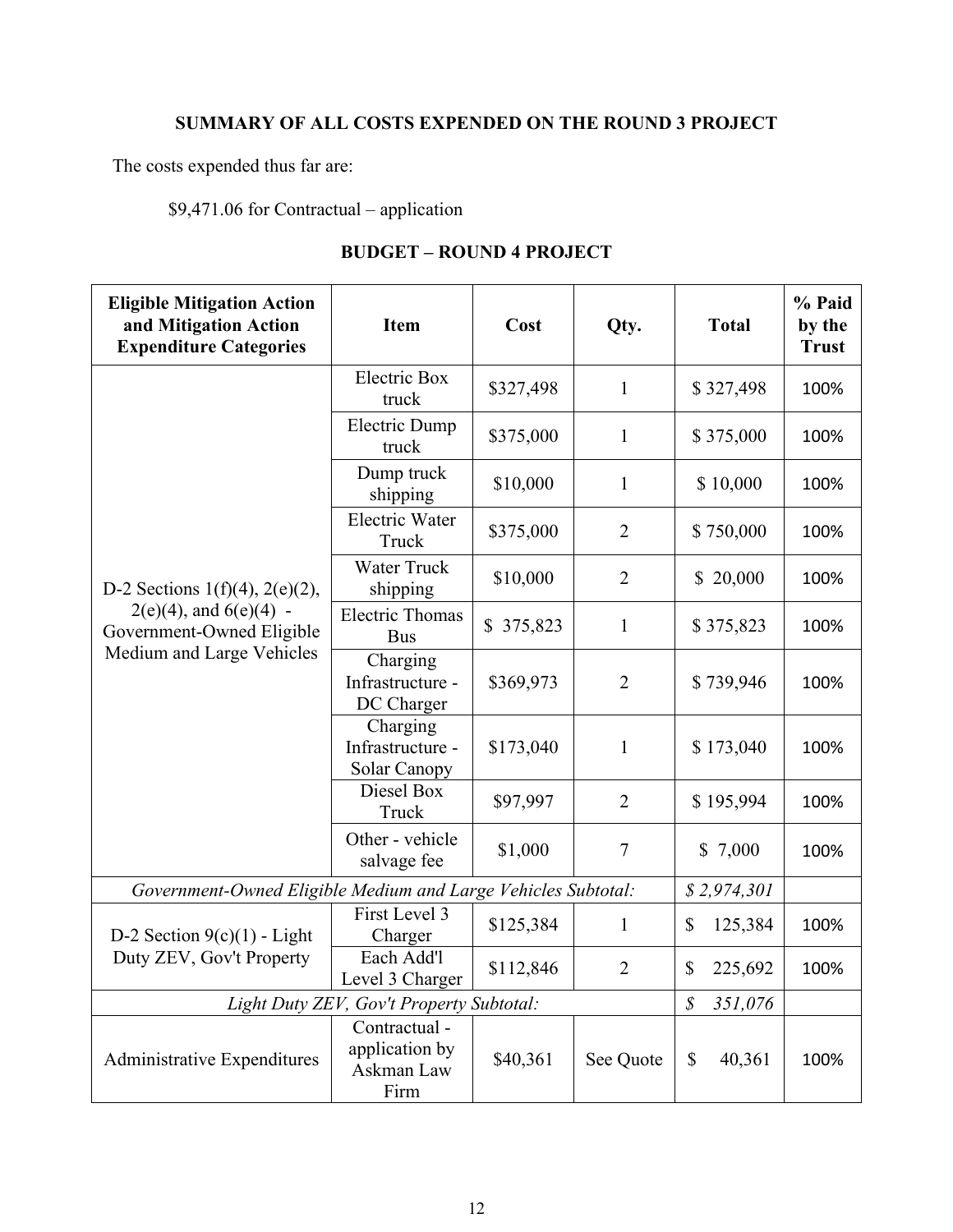## SUMMARY OF ALL COSTS EXPENDED ON THE ROUND 3 PROJECT

The costs expended thus far are:

$9,471.06 for Contractual – application

## BUDGET – ROUND 4 PROJECT

| Eligible Mitigation Action and Mitigation Action Expenditure Categories | Item | Cost | Qty. | Total | % Paid by the Trust |
|---|---|---|---|---|---|
| D-2 Sections 1(f)(4), 2(e)(2), 2(e)(4), and 6(e)(4) - Government-Owned Eligible Medium and Large Vehicles | Electric Box truck | $327,498 | 1 | $ 327,498 | 100% |
| | Electric Dump truck | $375,000 | 1 | $ 375,000 | 100% |
| | Dump truck shipping | $10,000 | 1 | $ 10,000 | 100% |
| | Electric Water Truck | $375,000 | 2 | $ 750,000 | 100% |
| | Water Truck shipping | $10,000 | 2 | $ 20,000 | 100% |
| | Electric Thomas Bus | $ 375,823 | 1 | $ 375,823 | 100% |
| | Charging Infrastructure - DC Charger | $369,973 | 2 | $ 739,946 | 100% |
| | Charging Infrastructure - Solar Canopy | $173,040 | 1 | $ 173,040 | 100% |
| | Diesel Box Truck | $97,997 | 2 | $ 195,994 | 100% |
| | Other - vehicle salvage fee | $1,000 | 7 | $ 7,000 | 100% |
| *Government-Owned Eligible Medium and Large Vehicles Subtotal:* | | | | *$ 2,974,301* | |
| D-2 Section 9(c)(1) - Light Duty ZEV, Gov't Property | First Level 3 Charger | $125,384 | 1 | $ 125,384 | 100% |
| | Each Add'l Level 3 Charger | $112,846 | 2 | $ 225,692 | 100% |
| *Light Duty ZEV, Gov't Property Subtotal:* | | | | *$ 351,076* | |
| Administrative Expenditures | Contractual - application by Askman Law Firm | $40,361 | See Quote | $ 40,361 | 100% |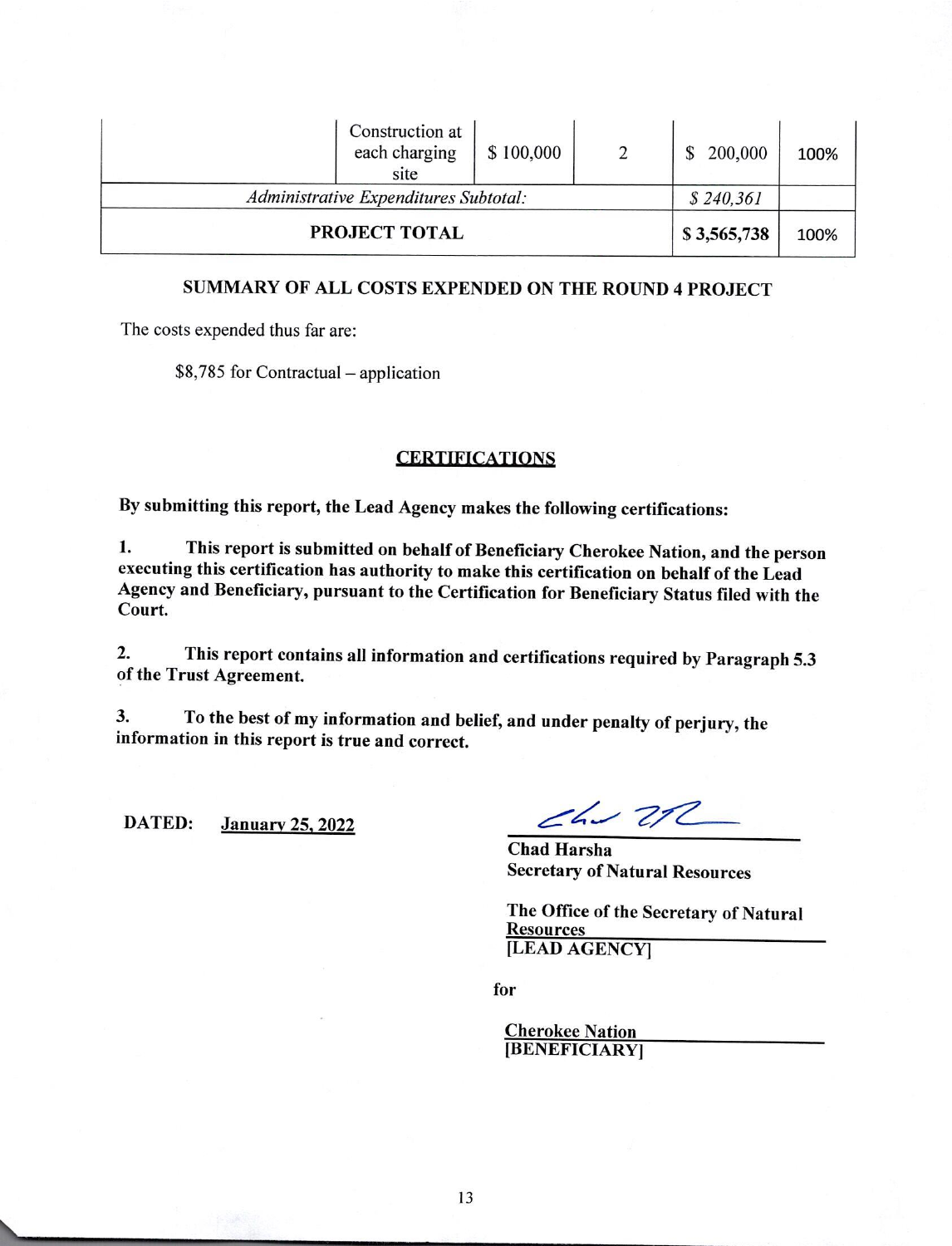| | | | | | |
|---|---|---|---|---|---|
| | Construction at each charging site | $ 100,000 | 2 | $ 200,000 | 100% |
| *Administrative Expenditures Subtotal:* | | | | *$ 240,361* | |
| **PROJECT TOTAL** | | | | **$ 3,565,738** | 100% |

## SUMMARY OF ALL COSTS EXPENDED ON THE ROUND 4 PROJECT

The costs expended thus far are:

$8,785 for Contractual – application

## CERTIFICATIONS

**By submitting this report, the Lead Agency makes the following certifications:**

**1. This report is submitted on behalf of Beneficiary Cherokee Nation, and the person executing this certification has authority to make this certification on behalf of the Lead Agency and Beneficiary, pursuant to the Certification for Beneficiary Status filed with the Court.**

**2. This report contains all information and certifications required by Paragraph 5.3 of the Trust Agreement.**

**3. To the best of my information and belief, and under penalty of perjury, the information in this report is true and correct.**

**DATED:** **January 25, 2022**

**Chad Harsha**
**Secretary of Natural Resources**

**The Office of the Secretary of Natural Resources**
**[LEAD AGENCY]**

**for**

**Cherokee Nation**
**[BENEFICIARY]**